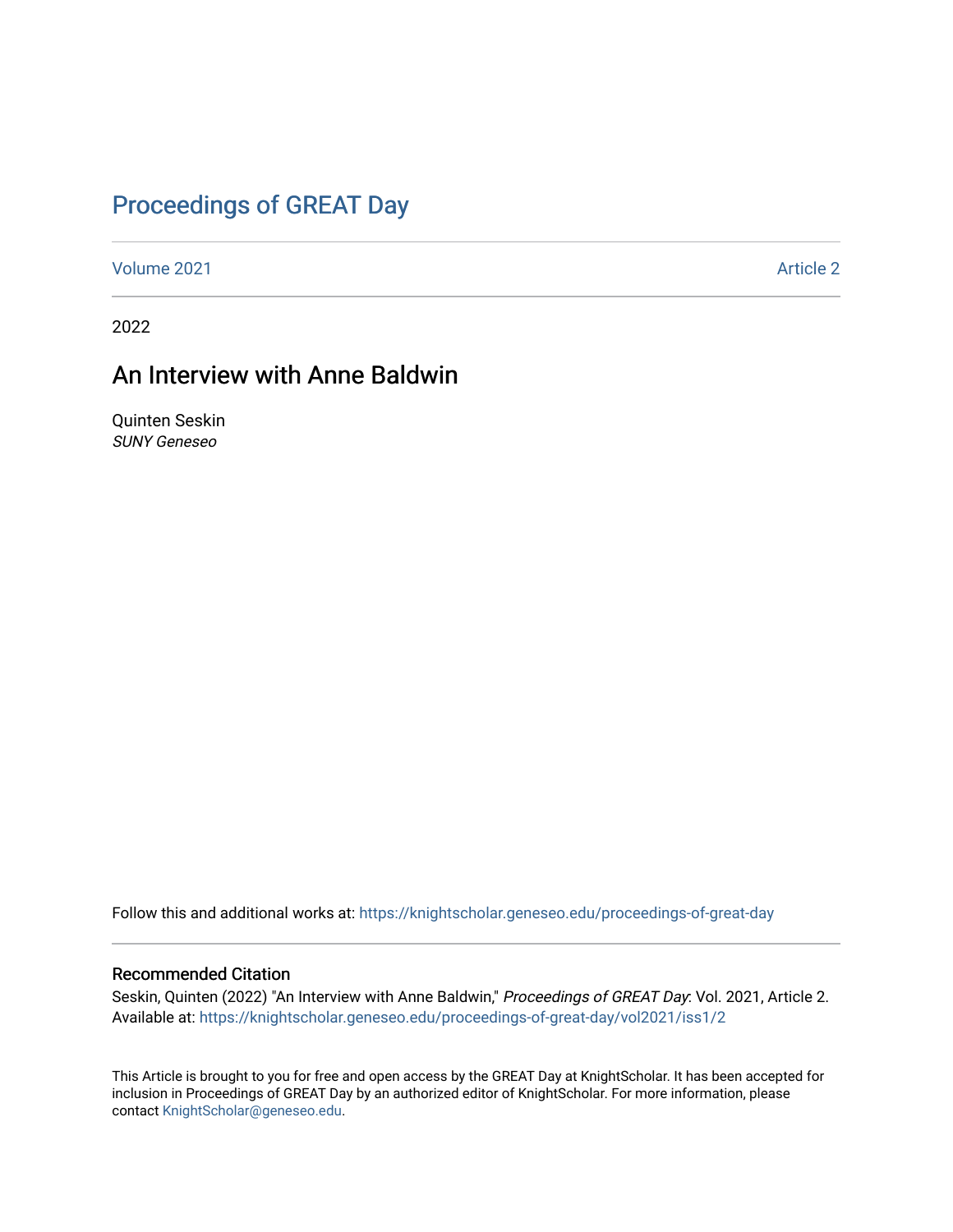# Proceedings of GREAT Day

Volume 2021 Article 2

2022

## An Interview with Anne Baldwin

Quinten Seskin
*SUNY Geneseo*

Follow this and additional works at: https://knightscholar.geneseo.edu/proceedings-of-great-day

### Recommended Citation

Seskin, Quinten (2022) "An Interview with Anne Baldwin," *Proceedings of GREAT Day*: Vol. 2021, Article 2.
Available at: https://knightscholar.geneseo.edu/proceedings-of-great-day/vol2021/iss1/2

This Article is brought to you for free and open access by the GREAT Day at KnightScholar. It has been accepted for inclusion in Proceedings of GREAT Day by an authorized editor of KnightScholar. For more information, please contact KnightScholar@geneseo.edu.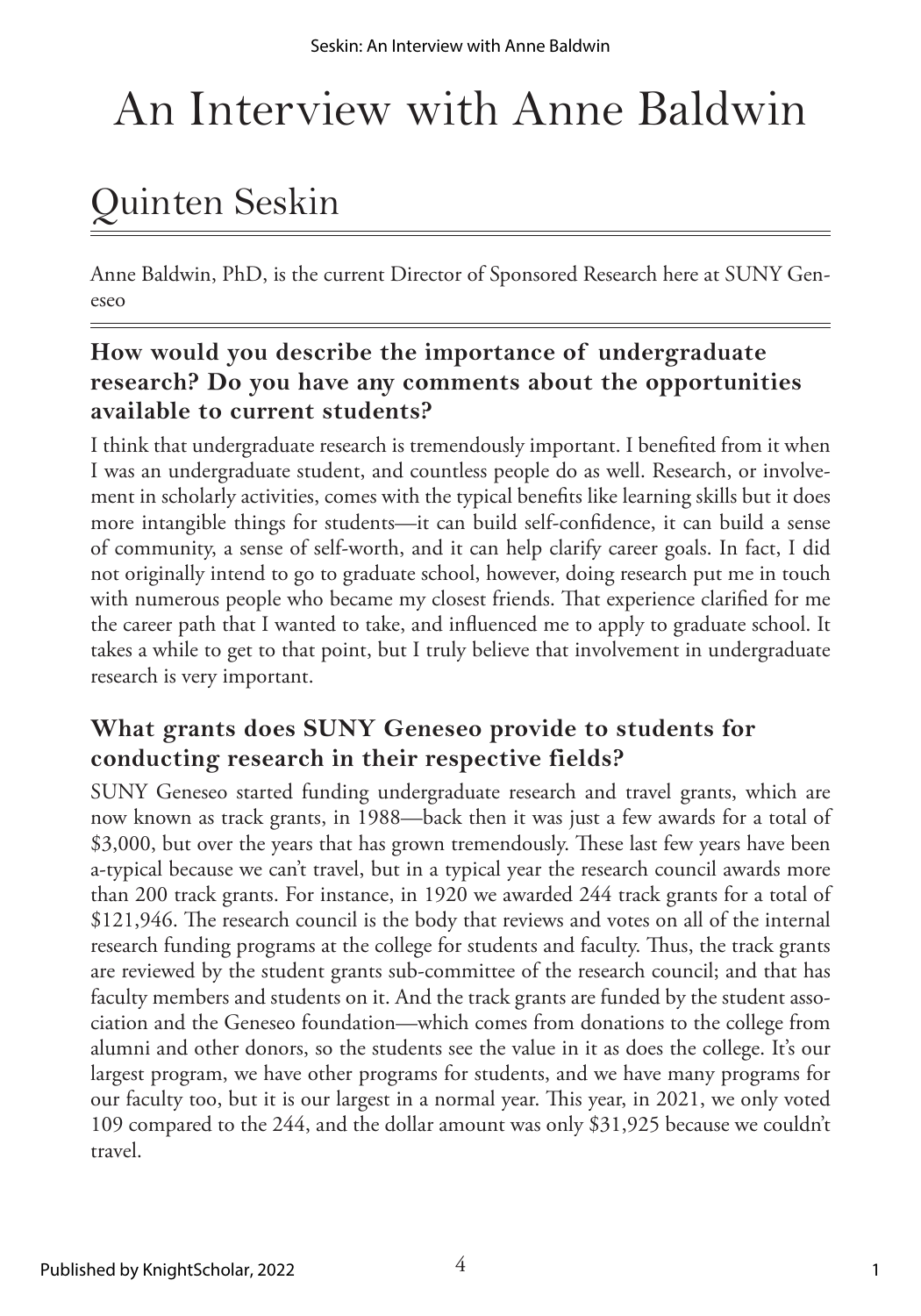# An Interview with Anne Baldwin

## Quinten Seskin

Anne Baldwin, PhD, is the current Director of Sponsored Research here at SUNY Geneseo

### How would you describe the importance of undergraduate research? Do you have any comments about the opportunities available to current students?

I think that undergraduate research is tremendously important. I benefited from it when I was an undergraduate student, and countless people do as well. Research, or involvement in scholarly activities, comes with the typical benefits like learning skills but it does more intangible things for students—it can build self-confidence, it can build a sense of community, a sense of self-worth, and it can help clarify career goals. In fact, I did not originally intend to go to graduate school, however, doing research put me in touch with numerous people who became my closest friends. That experience clarified for me the career path that I wanted to take, and influenced me to apply to graduate school. It takes a while to get to that point, but I truly believe that involvement in undergraduate research is very important.

### What grants does SUNY Geneseo provide to students for conducting research in their respective fields?

SUNY Geneseo started funding undergraduate research and travel grants, which are now known as track grants, in 1988—back then it was just a few awards for a total of $3,000, but over the years that has grown tremendously. These last few years have been a-typical because we can't travel, but in a typical year the research council awards more than 200 track grants. For instance, in 1920 we awarded 244 track grants for a total of $121,946. The research council is the body that reviews and votes on all of the internal research funding programs at the college for students and faculty. Thus, the track grants are reviewed by the student grants sub-committee of the research council; and that has faculty members and students on it. And the track grants are funded by the student association and the Geneseo foundation—which comes from donations to the college from alumni and other donors, so the students see the value in it as does the college. It's our largest program, we have other programs for students, and we have many programs for our faculty too, but it is our largest in a normal year. This year, in 2021, we only voted 109 compared to the 244, and the dollar amount was only $31,925 because we couldn't travel.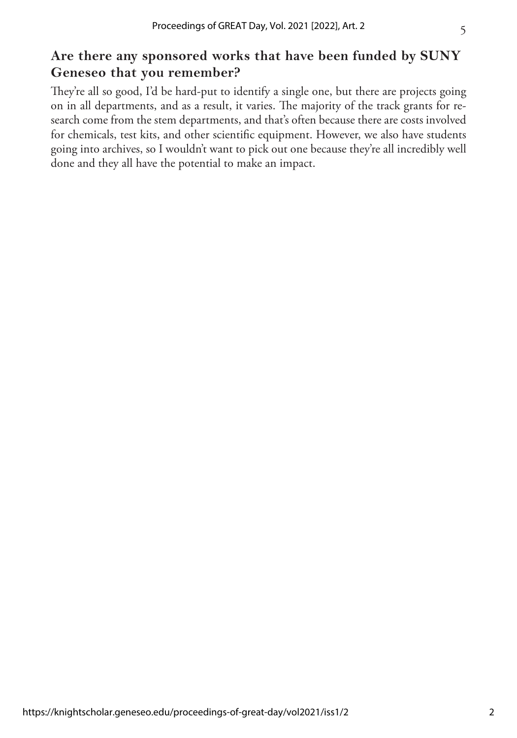## Are there any sponsored works that have been funded by SUNY Geneseo that you remember?

They're all so good, I'd be hard-put to identify a single one, but there are projects going on in all departments, and as a result, it varies. The majority of the track grants for research come from the stem departments, and that's often because there are costs involved for chemicals, test kits, and other scientific equipment. However, we also have students going into archives, so I wouldn't want to pick out one because they're all incredibly well done and they all have the potential to make an impact.